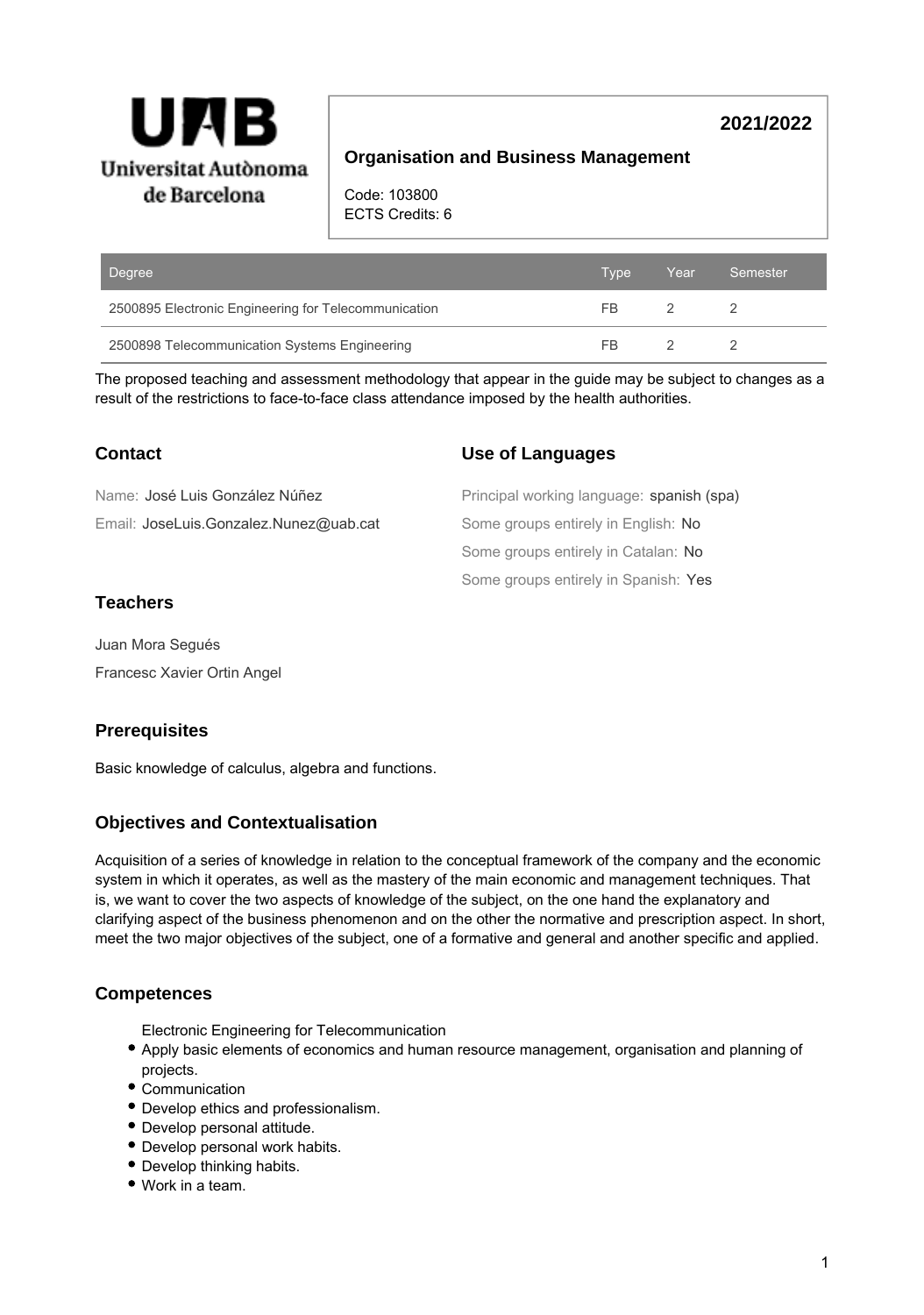**2021/2022**

**Organisation and Business Management**

Code: 103800
ECTS Credits: 6

| Degree | Type | Year | Semester |
| --- | --- | --- | --- |
| 2500895 Electronic Engineering for Telecommunication | FB | 2 | 2 |
| 2500898 Telecommunication Systems Engineering | FB | 2 | 2 |

The proposed teaching and assessment methodology that appear in the guide may be subject to changes as a result of the restrictions to face-to-face class attendance imposed by the health authorities.

## Contact

Name: José Luis González Núñez

Email: JoseLuis.Gonzalez.Nunez@uab.cat

## Use of Languages

Principal working language: spanish (spa)

Some groups entirely in English: No

Some groups entirely in Catalan: No

Some groups entirely in Spanish: Yes

## Teachers

Juan Mora Segués

Francesc Xavier Ortin Angel

## Prerequisites

Basic knowledge of calculus, algebra and functions.

## Objectives and Contextualisation

Acquisition of a series of knowledge in relation to the conceptual framework of the company and the economic system in which it operates, as well as the mastery of the main economic and management techniques. That is, we want to cover the two aspects of knowledge of the subject, on the one hand the explanatory and clarifying aspect of the business phenomenon and on the other the normative and prescription aspect. In short, meet the two major objectives of the subject, one of a formative and general and another specific and applied.

## Competences

Electronic Engineering for Telecommunication

- Apply basic elements of economics and human resource management, organisation and planning of projects.
- Communication
- Develop ethics and professionalism.
- Develop personal attitude.
- Develop personal work habits.
- Develop thinking habits.
- Work in a team.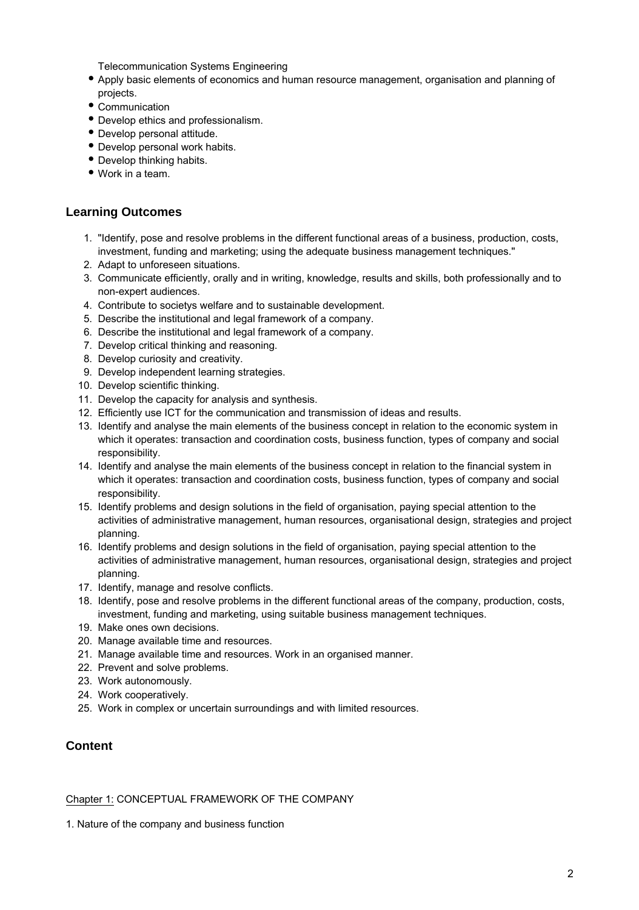Telecommunication Systems Engineering

- Apply basic elements of economics and human resource management, organisation and planning of projects.
- Communication
- Develop ethics and professionalism.
- Develop personal attitude.
- Develop personal work habits.
- Develop thinking habits.
- Work in a team.

## Learning Outcomes

1. "Identify, pose and resolve problems in the different functional areas of a business, production, costs, investment, funding and marketing; using the adequate business management techniques."
2. Adapt to unforeseen situations.
3. Communicate efficiently, orally and in writing, knowledge, results and skills, both professionally and to non-expert audiences.
4. Contribute to societys welfare and to sustainable development.
5. Describe the institutional and legal framework of a company.
6. Describe the institutional and legal framework of a company.
7. Develop critical thinking and reasoning.
8. Develop curiosity and creativity.
9. Develop independent learning strategies.
10. Develop scientific thinking.
11. Develop the capacity for analysis and synthesis.
12. Efficiently use ICT for the communication and transmission of ideas and results.
13. Identify and analyse the main elements of the business concept in relation to the economic system in which it operates: transaction and coordination costs, business function, types of company and social responsibility.
14. Identify and analyse the main elements of the business concept in relation to the financial system in which it operates: transaction and coordination costs, business function, types of company and social responsibility.
15. Identify problems and design solutions in the field of organisation, paying special attention to the activities of administrative management, human resources, organisational design, strategies and project planning.
16. Identify problems and design solutions in the field of organisation, paying special attention to the activities of administrative management, human resources, organisational design, strategies and project planning.
17. Identify, manage and resolve conflicts.
18. Identify, pose and resolve problems in the different functional areas of the company, production, costs, investment, funding and marketing, using suitable business management techniques.
19. Make ones own decisions.
20. Manage available time and resources.
21. Manage available time and resources. Work in an organised manner.
22. Prevent and solve problems.
23. Work autonomously.
24. Work cooperatively.
25. Work in complex or uncertain surroundings and with limited resources.

## Content

Chapter 1: CONCEPTUAL FRAMEWORK OF THE COMPANY

1. Nature of the company and business function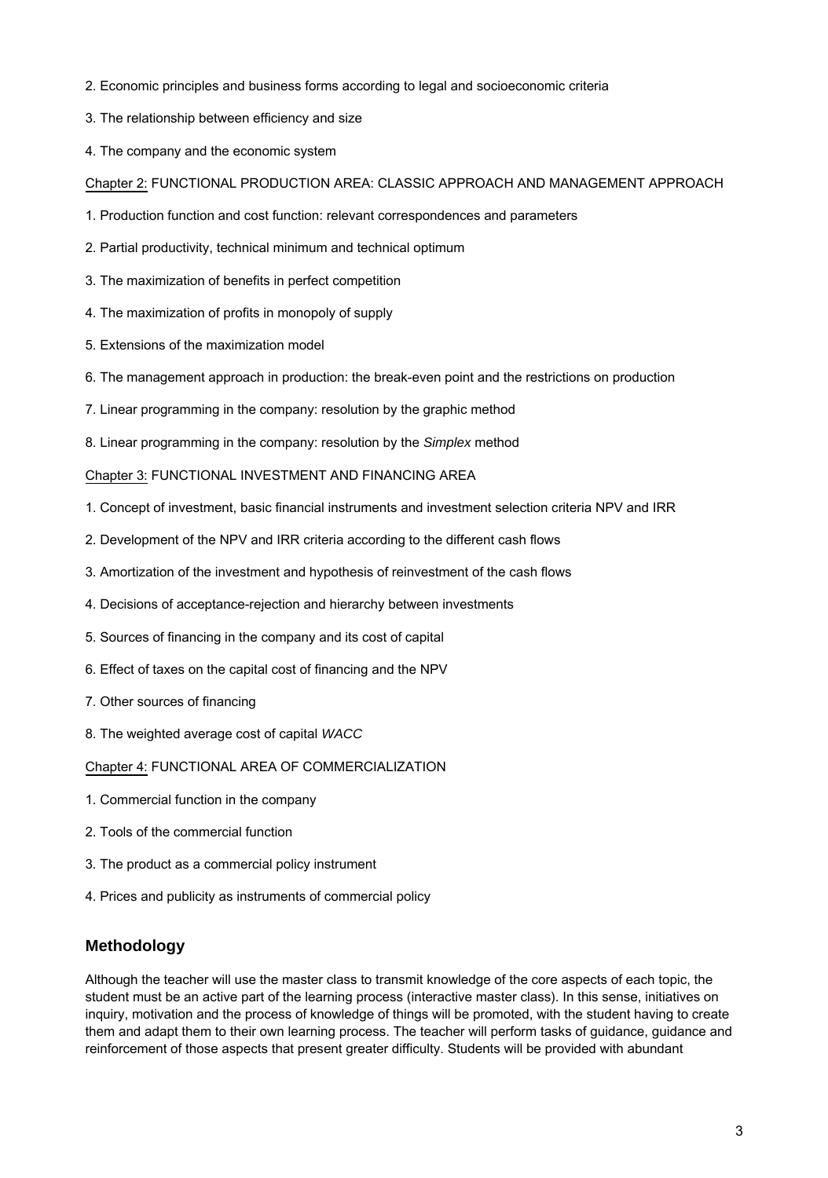2. Economic principles and business forms according to legal and socioeconomic criteria

3. The relationship between efficiency and size

4. The company and the economic system

Chapter 2: FUNCTIONAL PRODUCTION AREA: CLASSIC APPROACH AND MANAGEMENT APPROACH

1. Production function and cost function: relevant correspondences and parameters

2. Partial productivity, technical minimum and technical optimum

3. The maximization of benefits in perfect competition

4. The maximization of profits in monopoly of supply

5. Extensions of the maximization model

6. The management approach in production: the break-even point and the restrictions on production

7. Linear programming in the company: resolution by the graphic method

8. Linear programming in the company: resolution by the *Simplex* method

Chapter 3: FUNCTIONAL INVESTMENT AND FINANCING AREA

1. Concept of investment, basic financial instruments and investment selection criteria NPV and IRR

2. Development of the NPV and IRR criteria according to the different cash flows

3. Amortization of the investment and hypothesis of reinvestment of the cash flows

4. Decisions of acceptance-rejection and hierarchy between investments

5. Sources of financing in the company and its cost of capital

6. Effect of taxes on the capital cost of financing and the NPV

7. Other sources of financing

8. The weighted average cost of capital *WACC*

Chapter 4: FUNCTIONAL AREA OF COMMERCIALIZATION

1. Commercial function in the company

2. Tools of the commercial function

3. The product as a commercial policy instrument

4. Prices and publicity as instruments of commercial policy

## Methodology

Although the teacher will use the master class to transmit knowledge of the core aspects of each topic, the student must be an active part of the learning process (interactive master class). In this sense, initiatives on inquiry, motivation and the process of knowledge of things will be promoted, with the student having to create them and adapt them to their own learning process. The teacher will perform tasks of guidance, guidance and reinforcement of those aspects that present greater difficulty. Students will be provided with abundant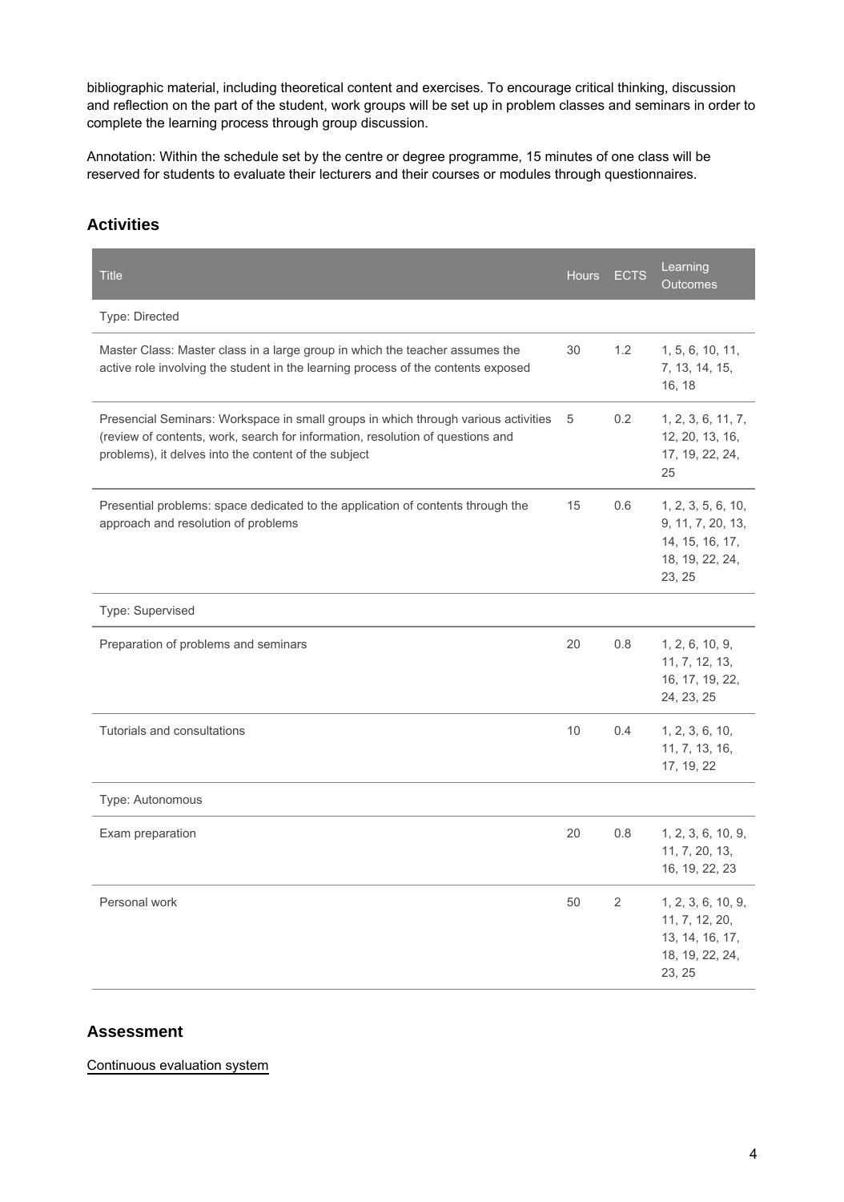bibliographic material, including theoretical content and exercises. To encourage critical thinking, discussion and reflection on the part of the student, work groups will be set up in problem classes and seminars in order to complete the learning process through group discussion.

Annotation: Within the schedule set by the centre or degree programme, 15 minutes of one class will be reserved for students to evaluate their lecturers and their courses or modules through questionnaires.

## Activities

| Title | Hours | ECTS | Learning Outcomes |
|---|---|---|---|
| Type: Directed | | | |
| Master Class: Master class in a large group in which the teacher assumes the active role involving the student in the learning process of the contents exposed | 30 | 1.2 | 1, 5, 6, 10, 11, 7, 13, 14, 15, 16, 18 |
| Presencial Seminars: Workspace in small groups in which through various activities (review of contents, work, search for information, resolution of questions and problems), it delves into the content of the subject | 5 | 0.2 | 1, 2, 3, 6, 11, 7, 12, 20, 13, 16, 17, 19, 22, 24, 25 |
| Presential problems: space dedicated to the application of contents through the approach and resolution of problems | 15 | 0.6 | 1, 2, 3, 5, 6, 10, 9, 11, 7, 20, 13, 14, 15, 16, 17, 18, 19, 22, 24, 23, 25 |
| Type: Supervised | | | |
| Preparation of problems and seminars | 20 | 0.8 | 1, 2, 6, 10, 9, 11, 7, 12, 13, 16, 17, 19, 22, 24, 23, 25 |
| Tutorials and consultations | 10 | 0.4 | 1, 2, 3, 6, 10, 11, 7, 13, 16, 17, 19, 22 |
| Type: Autonomous | | | |
| Exam preparation | 20 | 0.8 | 1, 2, 3, 6, 10, 9, 11, 7, 20, 13, 16, 19, 22, 23 |
| Personal work | 50 | 2 | 1, 2, 3, 6, 10, 9, 11, 7, 12, 20, 13, 14, 16, 17, 18, 19, 22, 24, 23, 25 |

## Assessment

Continuous evaluation system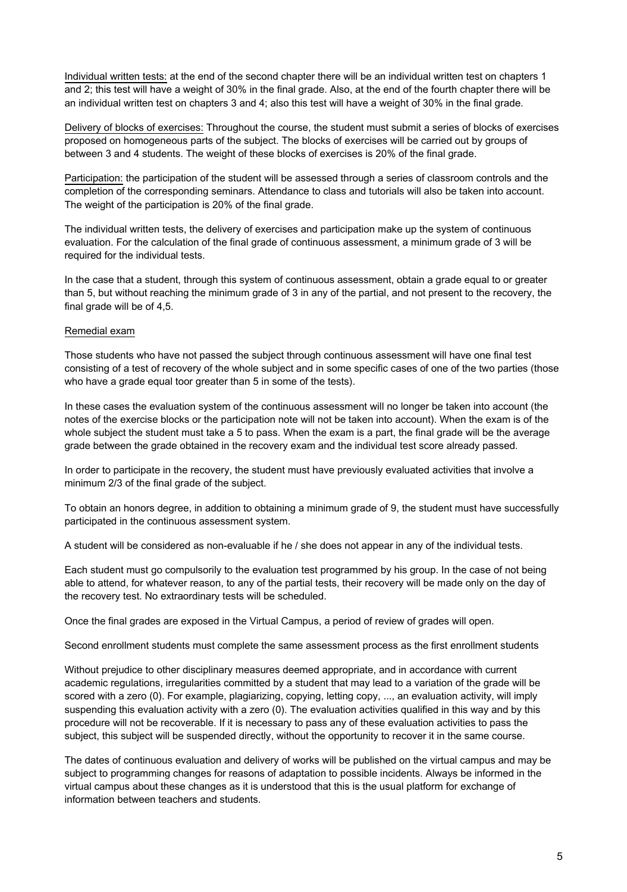Individual written tests: at the end of the second chapter there will be an individual written test on chapters 1 and 2; this test will have a weight of 30% in the final grade. Also, at the end of the fourth chapter there will be an individual written test on chapters 3 and 4; also this test will have a weight of 30% in the final grade.

Delivery of blocks of exercises: Throughout the course, the student must submit a series of blocks of exercises proposed on homogeneous parts of the subject. The blocks of exercises will be carried out by groups of between 3 and 4 students. The weight of these blocks of exercises is 20% of the final grade.

Participation: the participation of the student will be assessed through a series of classroom controls and the completion of the corresponding seminars. Attendance to class and tutorials will also be taken into account. The weight of the participation is 20% of the final grade.

The individual written tests, the delivery of exercises and participation make up the system of continuous evaluation. For the calculation of the final grade of continuous assessment, a minimum grade of 3 will be required for the individual tests.

In the case that a student, through this system of continuous assessment, obtain a grade equal to or greater than 5, but without reaching the minimum grade of 3 in any of the partial, and not present to the recovery, the final grade will be of 4,5.

Remedial exam

Those students who have not passed the subject through continuous assessment will have one final test consisting of a test of recovery of the whole subject and in some specific cases of one of the two parties (those who have a grade equal toor greater than 5 in some of the tests).

In these cases the evaluation system of the continuous assessment will no longer be taken into account (the notes of the exercise blocks or the participation note will not be taken into account). When the exam is of the whole subject the student must take a 5 to pass. When the exam is a part, the final grade will be the average grade between the grade obtained in the recovery exam and the individual test score already passed.

In order to participate in the recovery, the student must have previously evaluated activities that involve a minimum 2/3 of the final grade of the subject.

To obtain an honors degree, in addition to obtaining a minimum grade of 9, the student must have successfully participated in the continuous assessment system.

A student will be considered as non-evaluable if he / she does not appear in any of the individual tests.

Each student must go compulsorily to the evaluation test programmed by his group. In the case of not being able to attend, for whatever reason, to any of the partial tests, their recovery will be made only on the day of the recovery test. No extraordinary tests will be scheduled.

Once the final grades are exposed in the Virtual Campus, a period of review of grades will open.

Second enrollment students must complete the same assessment process as the first enrollment students

Without prejudice to other disciplinary measures deemed appropriate, and in accordance with current academic regulations, irregularities committed by a student that may lead to a variation of the grade will be scored with a zero (0). For example, plagiarizing, copying, letting copy, ..., an evaluation activity, will imply suspending this evaluation activity with a zero (0). The evaluation activities qualified in this way and by this procedure will not be recoverable. If it is necessary to pass any of these evaluation activities to pass the subject, this subject will be suspended directly, without the opportunity to recover it in the same course.

The dates of continuous evaluation and delivery of works will be published on the virtual campus and may be subject to programming changes for reasons of adaptation to possible incidents. Always be informed in the virtual campus about these changes as it is understood that this is the usual platform for exchange of information between teachers and students.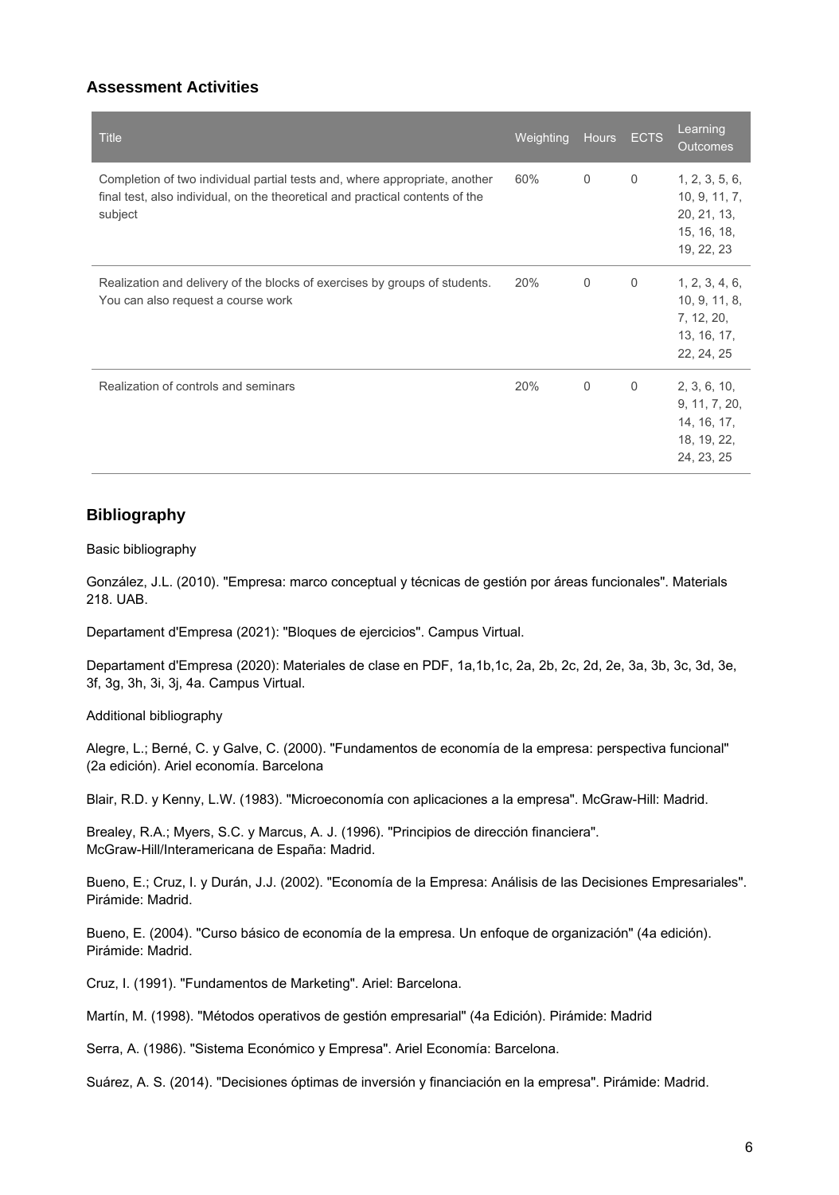## Assessment Activities

| Title | Weighting | Hours | ECTS | Learning Outcomes |
|---|---|---|---|---|
| Completion of two individual partial tests and, where appropriate, another final test, also individual, on the theoretical and practical contents of the subject | 60% | 0 | 0 | 1, 2, 3, 5, 6, 10, 9, 11, 7, 20, 21, 13, 15, 16, 18, 19, 22, 23 |
| Realization and delivery of the blocks of exercises by groups of students. You can also request a course work | 20% | 0 | 0 | 1, 2, 3, 4, 6, 10, 9, 11, 8, 7, 12, 20, 13, 16, 17, 22, 24, 25 |
| Realization of controls and seminars | 20% | 0 | 0 | 2, 3, 6, 10, 9, 11, 7, 20, 14, 16, 17, 18, 19, 22, 24, 23, 25 |

## Bibliography

Basic bibliography

González, J.L. (2010). "Empresa: marco conceptual y técnicas de gestión por áreas funcionales". Materials 218. UAB.

Departament d'Empresa (2021): "Bloques de ejercicios". Campus Virtual.

Departament d'Empresa (2020): Materiales de clase en PDF, 1a,1b,1c, 2a, 2b, 2c, 2d, 2e, 3a, 3b, 3c, 3d, 3e, 3f, 3g, 3h, 3i, 3j, 4a. Campus Virtual.

Additional bibliography

Alegre, L.; Berné, C. y Galve, C. (2000). "Fundamentos de economía de la empresa: perspectiva funcional" (2a edición). Ariel economía. Barcelona

Blair, R.D. y Kenny, L.W. (1983). "Microeconomía con aplicaciones a la empresa". McGraw-Hill: Madrid.

Brealey, R.A.; Myers, S.C. y Marcus, A. J. (1996). "Principios de dirección financiera". McGraw-Hill/Interamericana de España: Madrid.

Bueno, E.; Cruz, I. y Durán, J.J. (2002). "Economía de la Empresa: Análisis de las Decisiones Empresariales". Pirámide: Madrid.

Bueno, E. (2004). "Curso básico de economía de la empresa. Un enfoque de organización" (4a edición). Pirámide: Madrid.

Cruz, I. (1991). "Fundamentos de Marketing". Ariel: Barcelona.

Martín, M. (1998). "Métodos operativos de gestión empresarial" (4a Edición). Pirámide: Madrid

Serra, A. (1986). "Sistema Económico y Empresa". Ariel Economía: Barcelona.

Suárez, A. S. (2014). "Decisiones óptimas de inversión y financiación en la empresa". Pirámide: Madrid.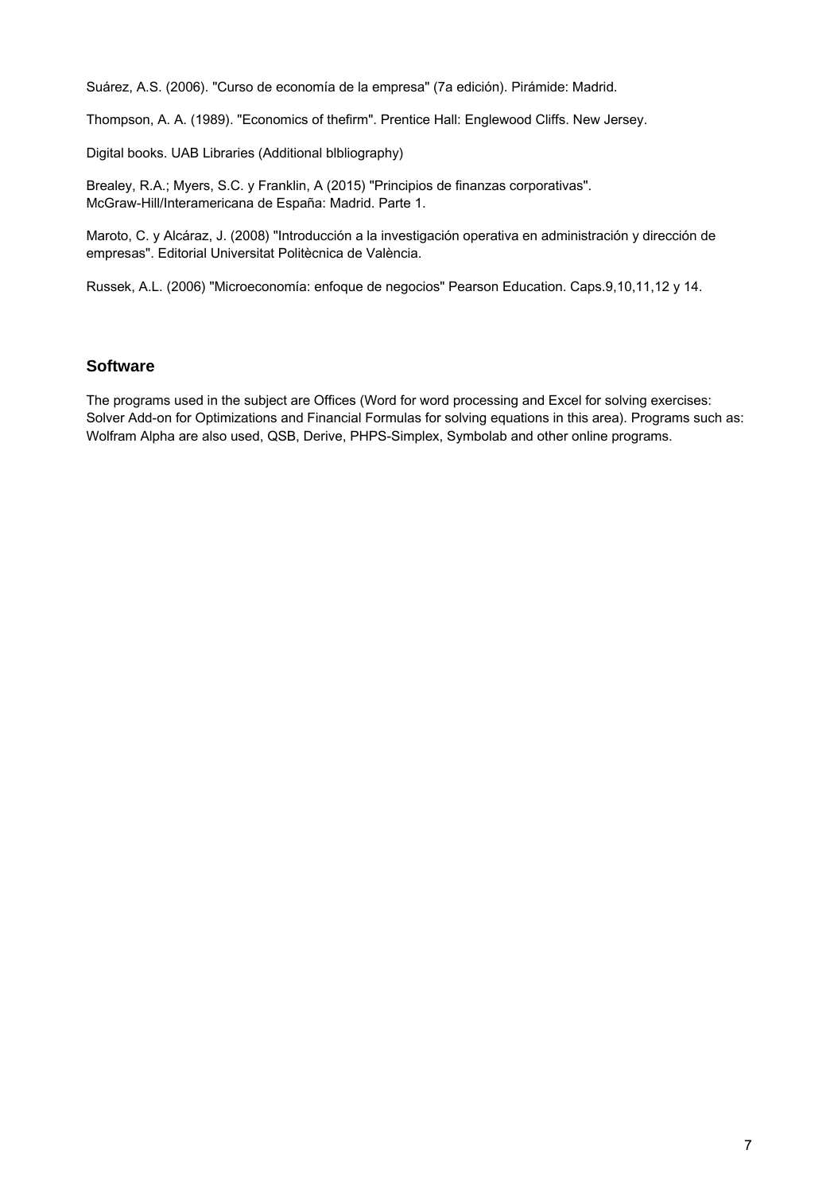Suárez, A.S. (2006). "Curso de economía de la empresa" (7a edición). Pirámide: Madrid.

Thompson, A. A. (1989). "Economics of thefirm". Prentice Hall: Englewood Cliffs. New Jersey.

Digital books. UAB Libraries (Additional blbliography)

Brealey, R.A.; Myers, S.C. y Franklin, A (2015) "Principios de finanzas corporativas". McGraw-Hill/Interamericana de España: Madrid. Parte 1.

Maroto, C. y Alcáraz, J. (2008) "Introducción a la investigación operativa en administración y dirección de empresas". Editorial Universitat Politècnica de València.

Russek, A.L. (2006) "Microeconomía: enfoque de negocios" Pearson Education. Caps.9,10,11,12 y 14.

## Software

The programs used in the subject are Offices (Word for word processing and Excel for solving exercises: Solver Add-on for Optimizations and Financial Formulas for solving equations in this area). Programs such as: Wolfram Alpha are also used, QSB, Derive, PHPS-Simplex, Symbolab and other online programs.